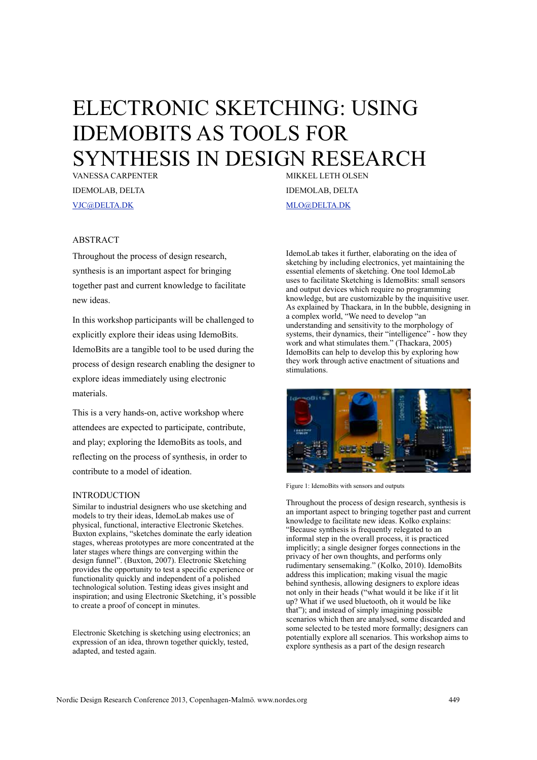# ELECTRONIC SKETCHING: USING IDEMOBITS AS TOOLS FOR SYNTHESIS IN DESIGN RESEARCH

VANESSA CARPENTER
IDEMOLAB, DELTA
VJC@DELTA.DK

MIKKEL LETH OLSEN
IDEMOLAB, DELTA
MLO@DELTA.DK

## ABSTRACT

Throughout the process of design research, synthesis is an important aspect for bringing together past and current knowledge to facilitate new ideas.

In this workshop participants will be challenged to explicitly explore their ideas using IdemoBits. IdemoBits are a tangible tool to be used during the process of design research enabling the designer to explore ideas immediately using electronic materials.

This is a very hands-on, active workshop where attendees are expected to participate, contribute, and play; exploring the IdemoBits as tools, and reflecting on the process of synthesis, in order to contribute to a model of ideation.

## INTRODUCTION

Similar to industrial designers who use sketching and models to try their ideas, IdemoLab makes use of physical, functional, interactive Electronic Sketches. Buxton explains, "sketches dominate the early ideation stages, whereas prototypes are more concentrated at the later stages where things are converging within the design funnel". (Buxton, 2007). Electronic Sketching provides the opportunity to test a specific experience or functionality quickly and independent of a polished technological solution. Testing ideas gives insight and inspiration; and using Electronic Sketching, it's possible to create a proof of concept in minutes.

Electronic Sketching is sketching using electronics; an expression of an idea, thrown together quickly, tested, adapted, and tested again.

IdemoLab takes it further, elaborating on the idea of sketching by including electronics, yet maintaining the essential elements of sketching. One tool IdemoLab uses to facilitate Sketching is IdemoBits: small sensors and output devices which require no programming knowledge, but are customizable by the inquisitive user. As explained by Thackara, in In the bubble, designing in a complex world, "We need to develop "an understanding and sensitivity to the morphology of systems, their dynamics, their "intelligence" - how they work and what stimulates them." (Thackara, 2005) IdemoBits can help to develop this by exploring how they work through active enactment of situations and stimulations.

Figure 1: IdemoBits with sensors and outputs

Throughout the process of design research, synthesis is an important aspect to bringing together past and current knowledge to facilitate new ideas. Kolko explains: "Because synthesis is frequently relegated to an informal step in the overall process, it is practiced implicitly; a single designer forges connections in the privacy of her own thoughts, and performs only rudimentary sensemaking." (Kolko, 2010). IdemoBits address this implication; making visual the magic behind synthesis, allowing designers to explore ideas not only in their heads ("what would it be like if it lit up? What if we used bluetooth, oh it would be like that"); and instead of simply imagining possible scenarios which then are analysed, some discarded and some selected to be tested more formally; designers can potentially explore all scenarios. This workshop aims to explore synthesis as a part of the design research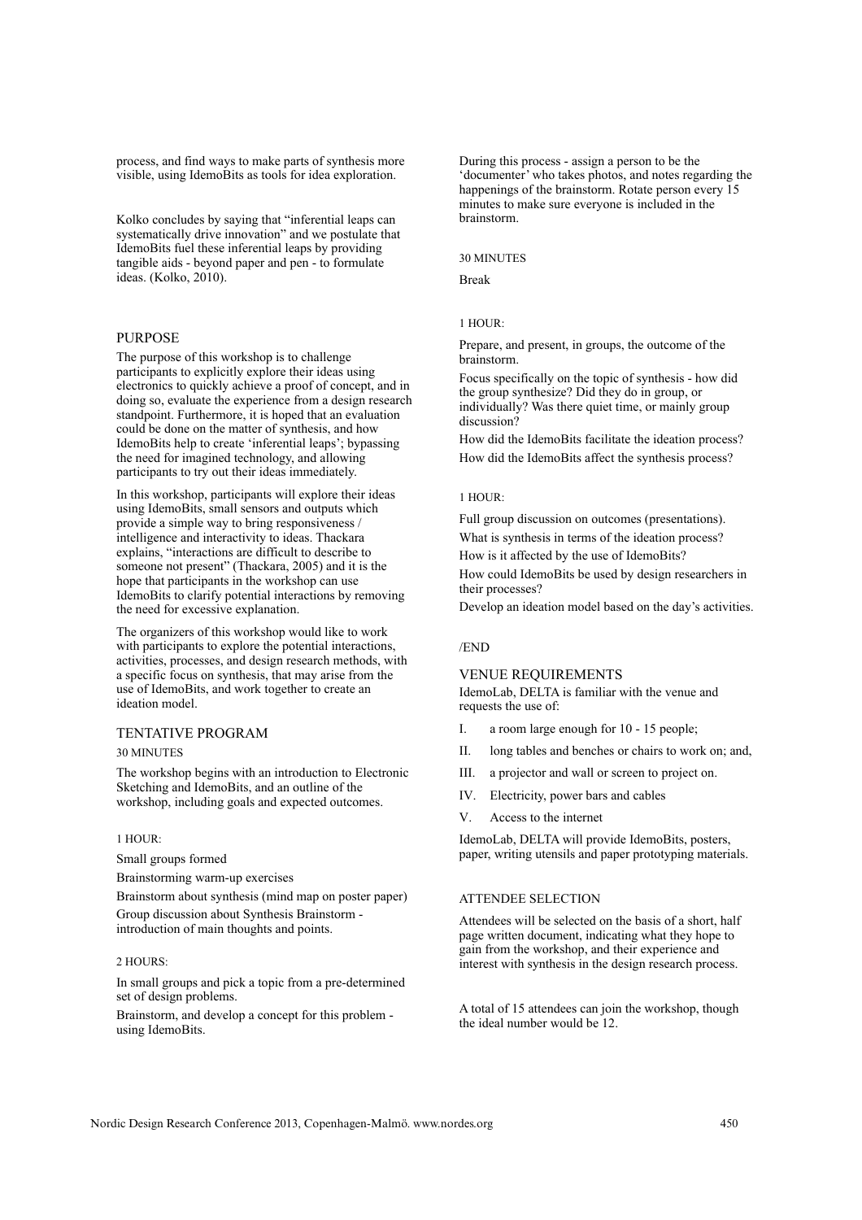process, and find ways to make parts of synthesis more visible, using IdemoBits as tools for idea exploration.

Kolko concludes by saying that "inferential leaps can systematically drive innovation" and we postulate that IdemoBits fuel these inferential leaps by providing tangible aids - beyond paper and pen - to formulate ideas. (Kolko, 2010).

## PURPOSE

The purpose of this workshop is to challenge participants to explicitly explore their ideas using electronics to quickly achieve a proof of concept, and in doing so, evaluate the experience from a design research standpoint. Furthermore, it is hoped that an evaluation could be done on the matter of synthesis, and how IdemoBits help to create 'inferential leaps'; bypassing the need for imagined technology, and allowing participants to try out their ideas immediately.

In this workshop, participants will explore their ideas using IdemoBits, small sensors and outputs which provide a simple way to bring responsiveness / intelligence and interactivity to ideas. Thackara explains, "interactions are difficult to describe to someone not present" (Thackara, 2005) and it is the hope that participants in the workshop can use IdemoBits to clarify potential interactions by removing the need for excessive explanation.

The organizers of this workshop would like to work with participants to explore the potential interactions, activities, processes, and design research methods, with a specific focus on synthesis, that may arise from the use of IdemoBits, and work together to create an ideation model.

## TENTATIVE PROGRAM

30 MINUTES

The workshop begins with an introduction to Electronic Sketching and IdemoBits, and an outline of the workshop, including goals and expected outcomes.

1 HOUR:

Small groups formed

Brainstorming warm-up exercises

Brainstorm about synthesis (mind map on poster paper)

Group discussion about Synthesis Brainstorm - introduction of main thoughts and points.

2 HOURS:

In small groups and pick a topic from a pre-determined set of design problems.

Brainstorm, and develop a concept for this problem - using IdemoBits.

During this process - assign a person to be the 'documenter' who takes photos, and notes regarding the happenings of the brainstorm. Rotate person every 15 minutes to make sure everyone is included in the brainstorm.

30 MINUTES

Break

1 HOUR:

Prepare, and present, in groups, the outcome of the brainstorm.

Focus specifically on the topic of synthesis - how did the group synthesize? Did they do in group, or individually? Was there quiet time, or mainly group discussion?

How did the IdemoBits facilitate the ideation process?

How did the IdemoBits affect the synthesis process?

1 HOUR:

Full group discussion on outcomes (presentations).

What is synthesis in terms of the ideation process?

How is it affected by the use of IdemoBits?

How could IdemoBits be used by design researchers in their processes?

Develop an ideation model based on the day's activities.

/END

## VENUE REQUIREMENTS

IdemoLab, DELTA is familiar with the venue and requests the use of:

I. a room large enough for 10 - 15 people;

II. long tables and benches or chairs to work on; and,

III. a projector and wall or screen to project on.

IV. Electricity, power bars and cables

V. Access to the internet

IdemoLab, DELTA will provide IdemoBits, posters, paper, writing utensils and paper prototyping materials.

## ATTENDEE SELECTION

Attendees will be selected on the basis of a short, half page written document, indicating what they hope to gain from the workshop, and their experience and interest with synthesis in the design research process.

A total of 15 attendees can join the workshop, though the ideal number would be 12.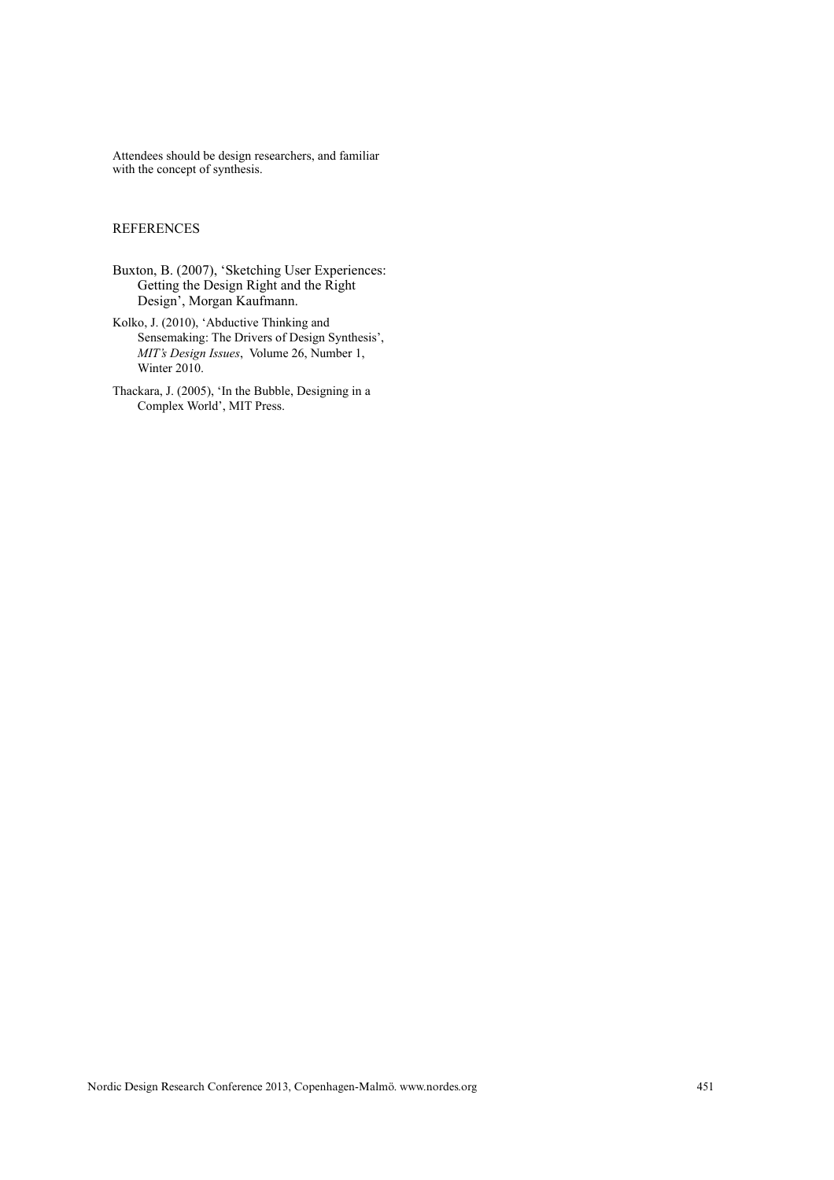Attendees should be design researchers, and familiar with the concept of synthesis.

## REFERENCES

Buxton, B. (2007), 'Sketching User Experiences: Getting the Design Right and the Right Design', Morgan Kaufmann.

Kolko, J. (2010), 'Abductive Thinking and Sensemaking: The Drivers of Design Synthesis', *MIT's Design Issues*, Volume 26, Number 1, Winter 2010.

Thackara, J. (2005), 'In the Bubble, Designing in a Complex World', MIT Press.